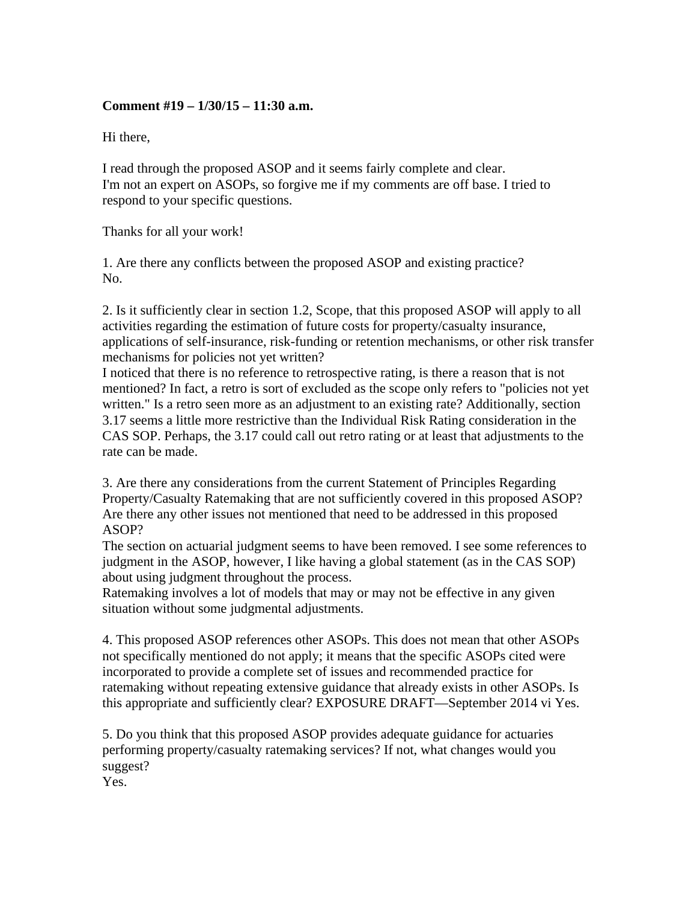**Comment #19 – 1/30/15 – 11:30 a.m.**

Hi there,

I read through the proposed ASOP and it seems fairly complete and clear.
I'm not an expert on ASOPs, so forgive me if my comments are off base. I tried to respond to your specific questions.

Thanks for all your work!

1. Are there any conflicts between the proposed ASOP and existing practice?
No.

2. Is it sufficiently clear in section 1.2, Scope, that this proposed ASOP will apply to all activities regarding the estimation of future costs for property/casualty insurance, applications of self-insurance, risk-funding or retention mechanisms, or other risk transfer mechanisms for policies not yet written?
I noticed that there is no reference to retrospective rating, is there a reason that is not mentioned? In fact, a retro is sort of excluded as the scope only refers to "policies not yet written." Is a retro seen more as an adjustment to an existing rate? Additionally, section 3.17 seems a little more restrictive than the Individual Risk Rating consideration in the CAS SOP. Perhaps, the 3.17 could call out retro rating or at least that adjustments to the rate can be made.

3. Are there any considerations from the current Statement of Principles Regarding Property/Casualty Ratemaking that are not sufficiently covered in this proposed ASOP? Are there any other issues not mentioned that need to be addressed in this proposed ASOP?
The section on actuarial judgment seems to have been removed. I see some references to judgment in the ASOP, however, I like having a global statement (as in the CAS SOP) about using judgment throughout the process.
Ratemaking involves a lot of models that may or may not be effective in any given situation without some judgmental adjustments.

4. This proposed ASOP references other ASOPs. This does not mean that other ASOPs not specifically mentioned do not apply; it means that the specific ASOPs cited were incorporated to provide a complete set of issues and recommended practice for ratemaking without repeating extensive guidance that already exists in other ASOPs. Is this appropriate and sufficiently clear? EXPOSURE DRAFT—September 2014 vi Yes.

5. Do you think that this proposed ASOP provides adequate guidance for actuaries performing property/casualty ratemaking services? If not, what changes would you suggest?
Yes.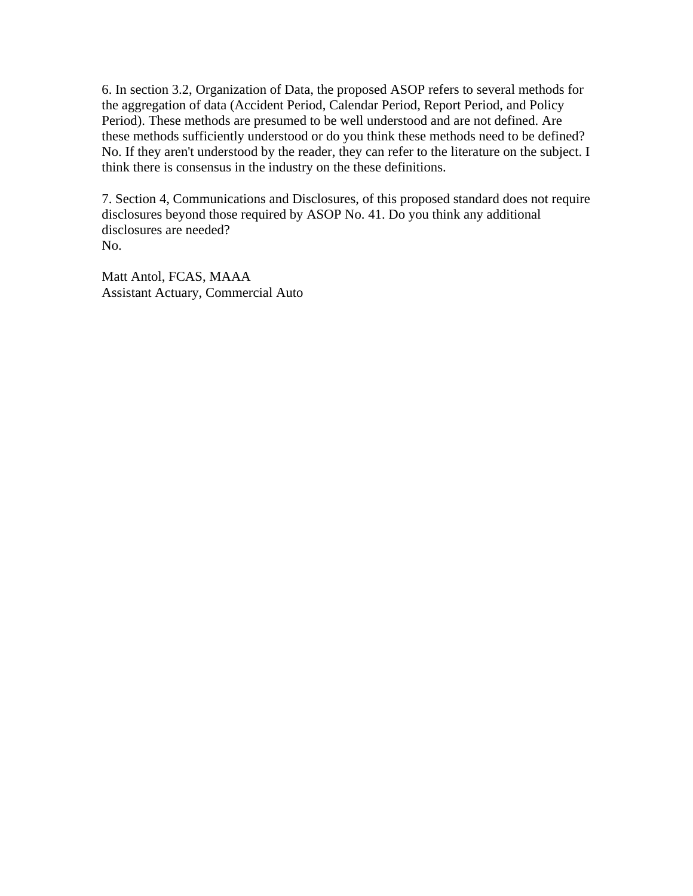6. In section 3.2, Organization of Data, the proposed ASOP refers to several methods for the aggregation of data (Accident Period, Calendar Period, Report Period, and Policy Period). These methods are presumed to be well understood and are not defined. Are these methods sufficiently understood or do you think these methods need to be defined? No. If they aren't understood by the reader, they can refer to the literature on the subject. I think there is consensus in the industry on the these definitions.

7. Section 4, Communications and Disclosures, of this proposed standard does not require disclosures beyond those required by ASOP No. 41. Do you think any additional disclosures are needed?
No.

Matt Antol, FCAS, MAAA
Assistant Actuary, Commercial Auto